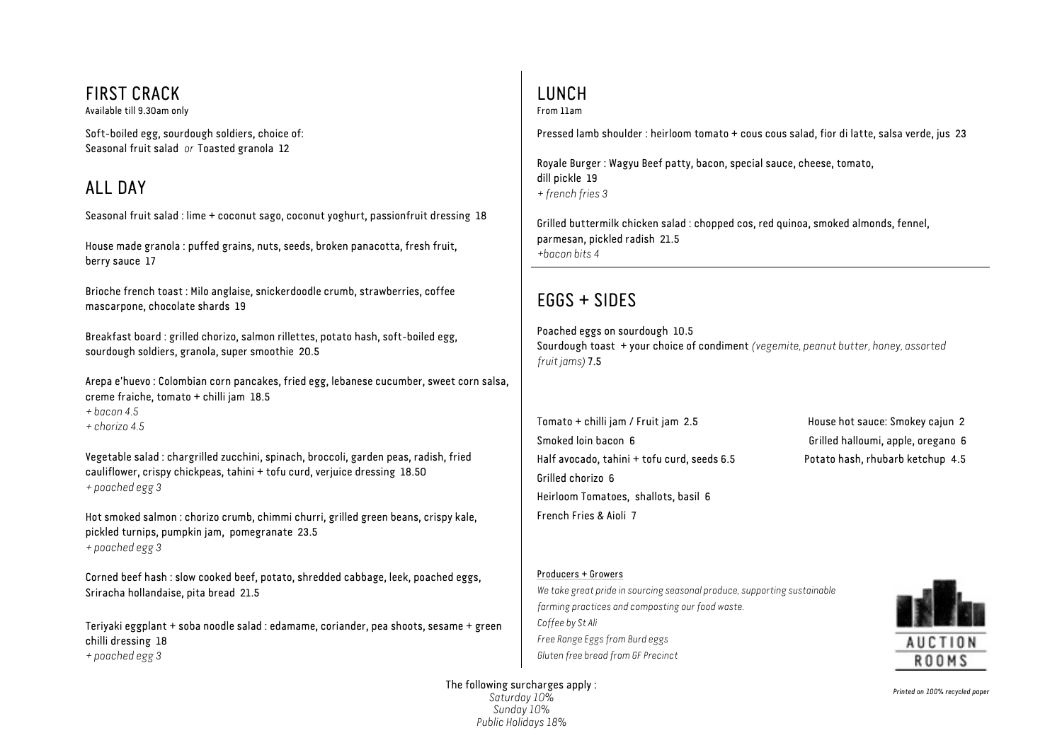## FIRST CRACK

Available till 9.30am only

Soft-boiled egg, sourdough soldiers, choice of:
Seasonal fruit salad *or* Toasted granola 12

## ALL DAY

Seasonal fruit salad : lime + coconut sago, coconut yoghurt, passionfruit dressing 18

House made granola : puffed grains, nuts, seeds, broken panacotta, fresh fruit, berry sauce 17

Brioche french toast : Milo anglaise, snickerdoodle crumb, strawberries, coffee mascarpone, chocolate shards 19

Breakfast board : grilled chorizo, salmon rillettes, potato hash, soft-boiled egg, sourdough soldiers, granola, super smoothie 20.5

Arepa e'huevo : Colombian corn pancakes, fried egg, lebanese cucumber, sweet corn salsa, creme fraiche, tomato + chilli jam 18.5
*+ bacon 4.5*
*+ chorizo 4.5*

Vegetable salad : chargrilled zucchini, spinach, broccoli, garden peas, radish, fried cauliflower, crispy chickpeas, tahini + tofu curd, verjuice dressing 18.50
*+ poached egg 3*

Hot smoked salmon : chorizo crumb, chimmi churri, grilled green beans, crispy kale, pickled turnips, pumpkin jam, pomegranate 23.5
*+ poached egg 3*

Corned beef hash : slow cooked beef, potato, shredded cabbage, leek, poached eggs, Sriracha hollandaise, pita bread 21.5

Teriyaki eggplant + soba noodle salad : edamame, coriander, pea shoots, sesame + green chilli dressing 18
*+ poached egg 3*

## LUNCH

From 11am

Pressed lamb shoulder : heirloom tomato + cous cous salad, fior di latte, salsa verde, jus 23

Royale Burger : Wagyu Beef patty, bacon, special sauce, cheese, tomato, dill pickle 19
*+ french fries 3*

Grilled buttermilk chicken salad : chopped cos, red quinoa, smoked almonds, fennel, parmesan, pickled radish 21.5
*+bacon bits 4*

## EGGS + SIDES

Poached eggs on sourdough 10.5
Sourdough toast + your choice of condiment *(vegemite, peanut butter, honey, assorted fruit jams)* 7.5

Tomato + chilli jam / Fruit jam 2.5
Smoked loin bacon 6
Half avocado, tahini + tofu curd, seeds 6.5
Grilled chorizo 6
Heirloom Tomatoes, shallots, basil 6
French Fries & Aioli 7
House hot sauce: Smokey cajun 2
Grilled halloumi, apple, oregano 6
Potato hash, rhubarb ketchup 4.5

Producers + Growers

*We take great pride in sourcing seasonal produce, supporting sustainable farming practices and composting our food waste.*
*Coffee by St Ali*
*Free Range Eggs from Burd eggs*
*Gluten free bread from GF Precinct*

AUCTION ROOMS

The following surcharges apply :
*Saturday 10%*
*Sunday 10%*
*Public Holidays 18%*

*Printed on 100% recycled paper*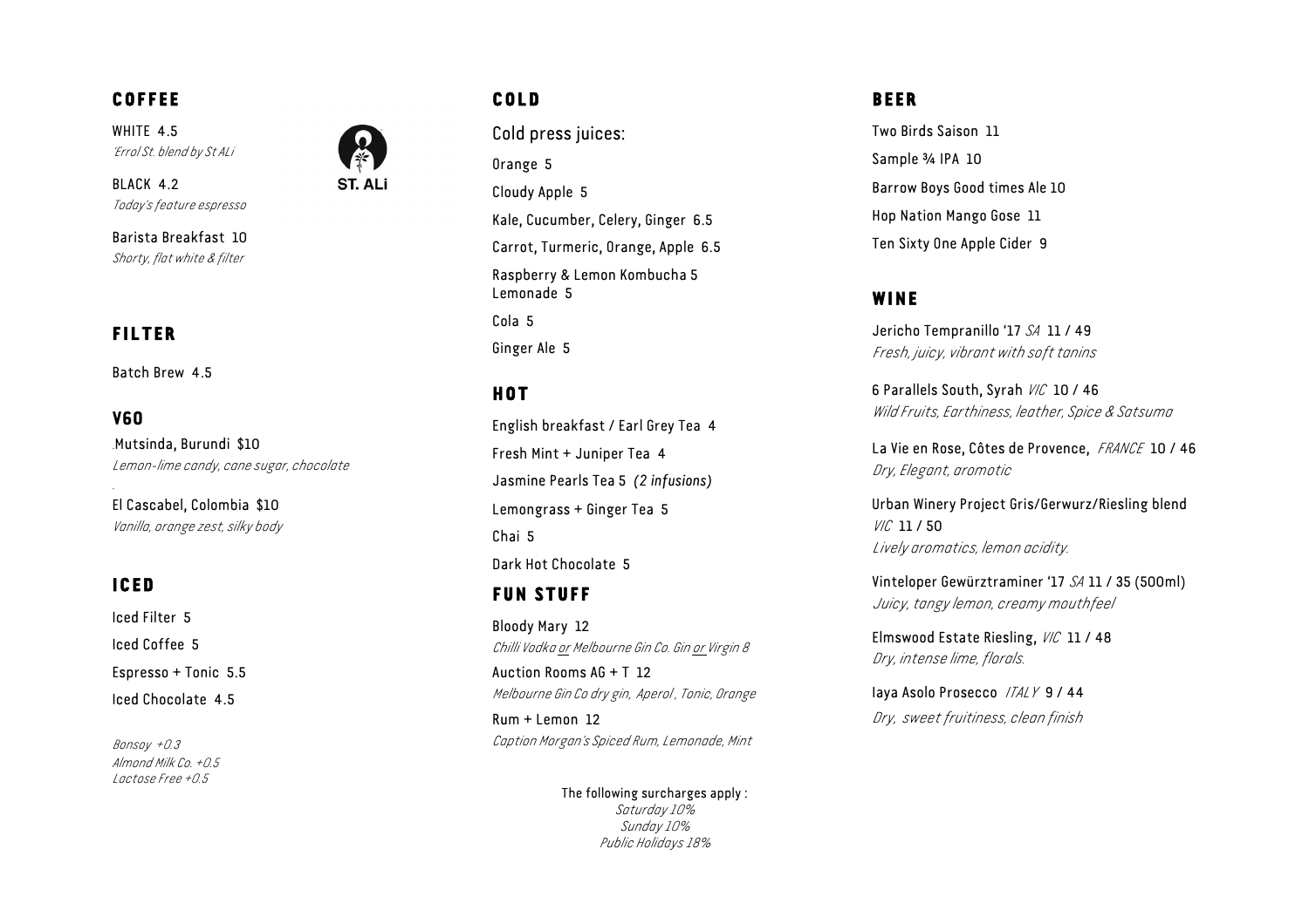## COFFEE

WHITE 4.5
*'Errol St. blend by St ALi*

BLACK 4.2
*Today's feature espresso*

Barista Breakfast 10
*Shorty, flat white & filter*

ST. ALi

## FILTER

Batch Brew 4.5

### V60

.Mutsinda, Burundi $10
*Lemon-lime candy, cane sugar, chocolate*

El Cascabel, Colombia $10
*Vanilla, orange zest, silky body*

## ICED

Iced Filter 5

Iced Coffee 5

Espresso + Tonic 5.5

Iced Chocolate 4.5

*Bonsoy +0.3*
*Almond Milk Co. +0.5*
*Lactose Free +0.5*

## COLD

Cold press juices:

Orange 5

Cloudy Apple 5

Kale, Cucumber, Celery, Ginger 6.5

Carrot, Turmeric, Orange, Apple 6.5

Raspberry & Lemon Kombucha 5

Lemonade 5

Cola 5

Ginger Ale 5

## HOT

English breakfast / Earl Grey Tea 4

Fresh Mint + Juniper Tea 4

Jasmine Pearls Tea 5 *(2 infusions)*

Lemongrass + Ginger Tea 5

Chai 5

Dark Hot Chocolate 5

## FUN STUFF

Bloody Mary 12
*Chilli Vodka or Melbourne Gin Co. Gin or Virgin 8*

Auction Rooms AG + T 12
*Melbourne Gin Co dry gin, Aperol, Tonic, Orange*

Rum + Lemon 12
*Caption Morgan's Spiced Rum, Lemonade, Mint*

The following surcharges apply :
*Saturday 10%*
*Sunday 10%*
*Public Holidays 18%*

## BEER

Two Birds Saison 11

Sample ¾ IPA 10

Barrow Boys Good times Ale 10

Hop Nation Mango Gose 11

Ten Sixty One Apple Cider 9

## WINE

Jericho Tempranillo '17 *SA* 11 / 49
*Fresh, juicy, vibrant with soft tanins*

6 Parallels South, Syrah *VIC* 10 / 46
*Wild Fruits, Earthiness, leather, Spice & Satsuma*

La Vie en Rose, Côtes de Provence, *FRANCE* 10 / 46
*Dry, Elegant, aromotic*

Urban Winery Project Gris/Gerwurz/Riesling blend *VIC* 11 / 50
*Lively aromatics, lemon acidity.*

Vinteloper Gewürztraminer '17 *SA* 11 / 35 (500ml)
*Juicy, tangy lemon, creamy mouthfeel*

Elmswood Estate Riesling, *VIC* 11 / 48
*Dry, intense lime, florals.*

Iaya Asolo Prosecco *ITALY* 9 / 44
*Dry, sweet fruitiness, clean finish*